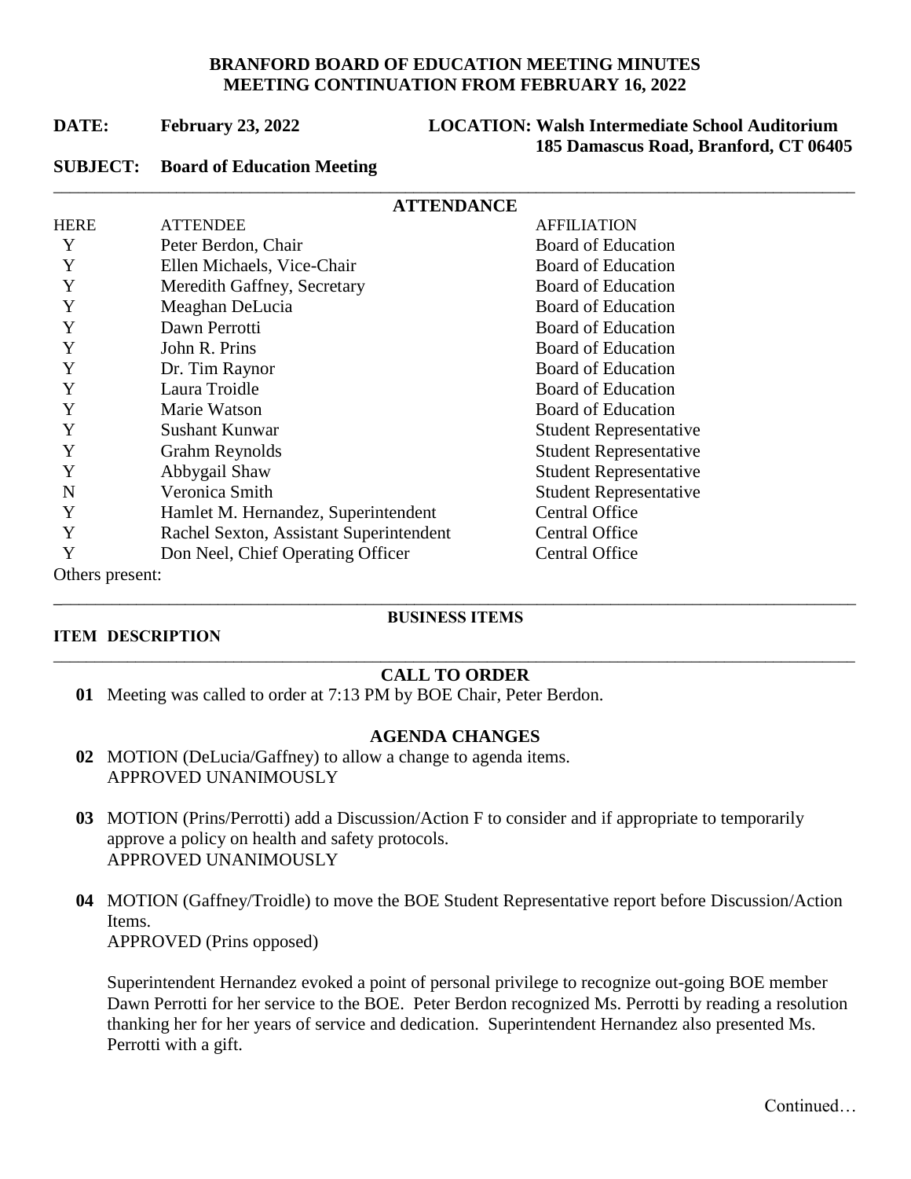# BRANFORD BOARD OF EDUCATION MEETING MINUTES
## MEETING CONTINUATION FROM FEBRUARY 16, 2022

**DATE:** **February 23, 2022** **LOCATION: Walsh Intermediate School Auditorium 185 Damascus Road, Branford, CT 06405**

**SUBJECT:** **Board of Education Meeting**

## ATTENDANCE

| HERE | ATTENDEE | AFFILIATION |
|---|---|---|
| Y | Peter Berdon, Chair | Board of Education |
| Y | Ellen Michaels, Vice-Chair | Board of Education |
| Y | Meredith Gaffney, Secretary | Board of Education |
| Y | Meaghan DeLucia | Board of Education |
| Y | Dawn Perrotti | Board of Education |
| Y | John R. Prins | Board of Education |
| Y | Dr. Tim Raynor | Board of Education |
| Y | Laura Troidle | Board of Education |
| Y | Marie Watson | Board of Education |
| Y | Sushant Kunwar | Student Representative |
| Y | Grahm Reynolds | Student Representative |
| Y | Abbygail Shaw | Student Representative |
| N | Veronica Smith | Student Representative |
| Y | Hamlet M. Hernandez, Superintendent | Central Office |
| Y | Rachel Sexton, Assistant Superintendent | Central Office |
| Y | Don Neel, Chief Operating Officer | Central Office |

Others present:

## BUSINESS ITEMS

**ITEM DESCRIPTION**

### CALL TO ORDER

**01** Meeting was called to order at 7:13 PM by BOE Chair, Peter Berdon.

### AGENDA CHANGES

**02** MOTION (DeLucia/Gaffney) to allow a change to agenda items.
APPROVED UNANIMOUSLY

**03** MOTION (Prins/Perrotti) add a Discussion/Action F to consider and if appropriate to temporarily approve a policy on health and safety protocols.
APPROVED UNANIMOUSLY

**04** MOTION (Gaffney/Troidle) to move the BOE Student Representative report before Discussion/Action Items.
APPROVED (Prins opposed)

Superintendent Hernandez evoked a point of personal privilege to recognize out-going BOE member Dawn Perrotti for her service to the BOE. Peter Berdon recognized Ms. Perrotti by reading a resolution thanking her for her years of service and dedication. Superintendent Hernandez also presented Ms. Perrotti with a gift.

Continued…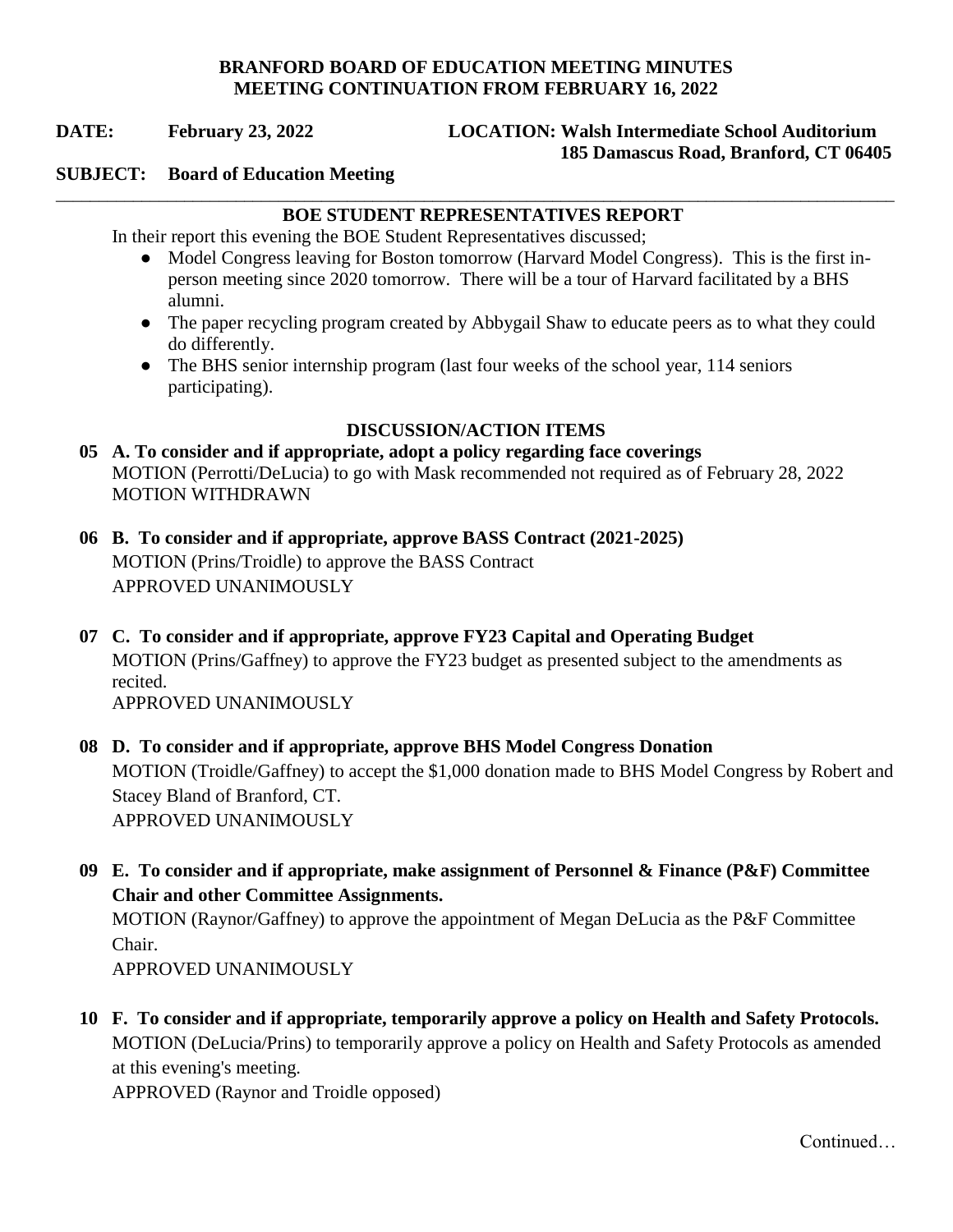**BRANFORD BOARD OF EDUCATION MEETING MINUTES**
**MEETING CONTINUATION FROM FEBRUARY 16, 2022**

**DATE:** **February 23, 2022** **LOCATION: Walsh Intermediate School Auditorium**
**185 Damascus Road, Branford, CT 06405**

**SUBJECT:** **Board of Education Meeting**

---

## BOE STUDENT REPRESENTATIVES REPORT

In their report this evening the BOE Student Representatives discussed;

- Model Congress leaving for Boston tomorrow (Harvard Model Congress). This is the first in-person meeting since 2020 tomorrow. There will be a tour of Harvard facilitated by a BHS alumni.
- The paper recycling program created by Abbygail Shaw to educate peers as to what they could do differently.
- The BHS senior internship program (last four weeks of the school year, 114 seniors participating).

## DISCUSSION/ACTION ITEMS

**05 A. To consider and if appropriate, adopt a policy regarding face coverings**
MOTION (Perrotti/DeLucia) to go with Mask recommended not required as of February 28, 2022
MOTION WITHDRAWN

**06 B. To consider and if appropriate, approve BASS Contract (2021-2025)**
MOTION (Prins/Troidle) to approve the BASS Contract
APPROVED UNANIMOUSLY

**07 C. To consider and if appropriate, approve FY23 Capital and Operating Budget**
MOTION (Prins/Gaffney) to approve the FY23 budget as presented subject to the amendments as recited.
APPROVED UNANIMOUSLY

**08 D. To consider and if appropriate, approve BHS Model Congress Donation**
MOTION (Troidle/Gaffney) to accept the $1,000 donation made to BHS Model Congress by Robert and Stacey Bland of Branford, CT.
APPROVED UNANIMOUSLY

**09 E. To consider and if appropriate, make assignment of Personnel & Finance (P&F) Committee Chair and other Committee Assignments.**
MOTION (Raynor/Gaffney) to approve the appointment of Megan DeLucia as the P&F Committee Chair.
APPROVED UNANIMOUSLY

**10 F. To consider and if appropriate, temporarily approve a policy on Health and Safety Protocols.**
MOTION (DeLucia/Prins) to temporarily approve a policy on Health and Safety Protocols as amended at this evening's meeting.
APPROVED (Raynor and Troidle opposed)

Continued…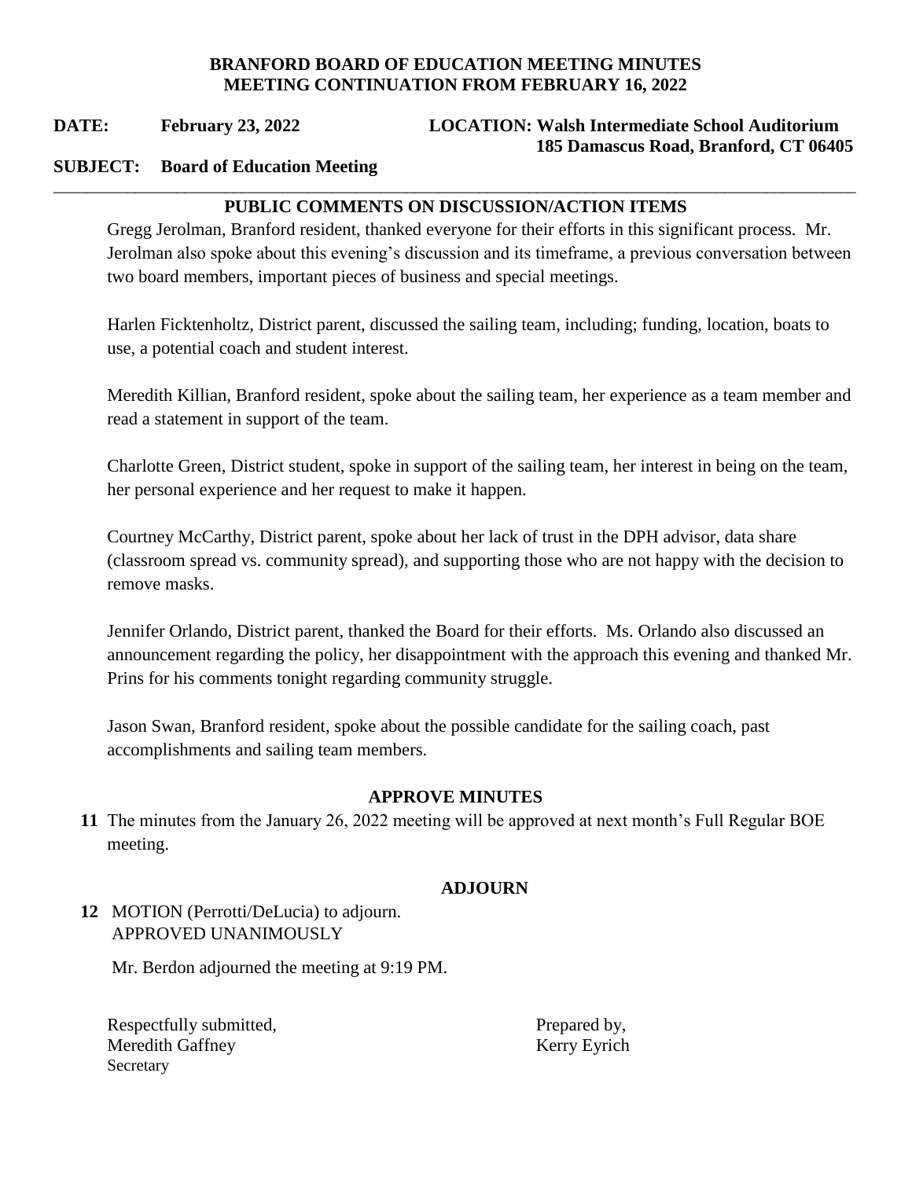**BRANFORD BOARD OF EDUCATION MEETING MINUTES**
**MEETING CONTINUATION FROM FEBRUARY 16, 2022**

**DATE:** **February 23, 2022** **LOCATION: Walsh Intermediate School Auditorium**
**185 Damascus Road, Branford, CT 06405**

**SUBJECT:** **Board of Education Meeting**

---

## PUBLIC COMMENTS ON DISCUSSION/ACTION ITEMS

Gregg Jerolman, Branford resident, thanked everyone for their efforts in this significant process. Mr. Jerolman also spoke about this evening's discussion and its timeframe, a previous conversation between two board members, important pieces of business and special meetings.

Harlen Ficktenholtz, District parent, discussed the sailing team, including; funding, location, boats to use, a potential coach and student interest.

Meredith Killian, Branford resident, spoke about the sailing team, her experience as a team member and read a statement in support of the team.

Charlotte Green, District student, spoke in support of the sailing team, her interest in being on the team, her personal experience and her request to make it happen.

Courtney McCarthy, District parent, spoke about her lack of trust in the DPH advisor, data share (classroom spread vs. community spread), and supporting those who are not happy with the decision to remove masks.

Jennifer Orlando, District parent, thanked the Board for their efforts. Ms. Orlando also discussed an announcement regarding the policy, her disappointment with the approach this evening and thanked Mr. Prins for his comments tonight regarding community struggle.

Jason Swan, Branford resident, spoke about the possible candidate for the sailing coach, past accomplishments and sailing team members.

## APPROVE MINUTES

**11** The minutes from the January 26, 2022 meeting will be approved at next month's Full Regular BOE meeting.

## ADJOURN

**12** MOTION (Perrotti/DeLucia) to adjourn.
APPROVED UNANIMOUSLY

Mr. Berdon adjourned the meeting at 9:19 PM.

Respectfully submitted,
Meredith Gaffney
Secretary

Prepared by,
Kerry Eyrich